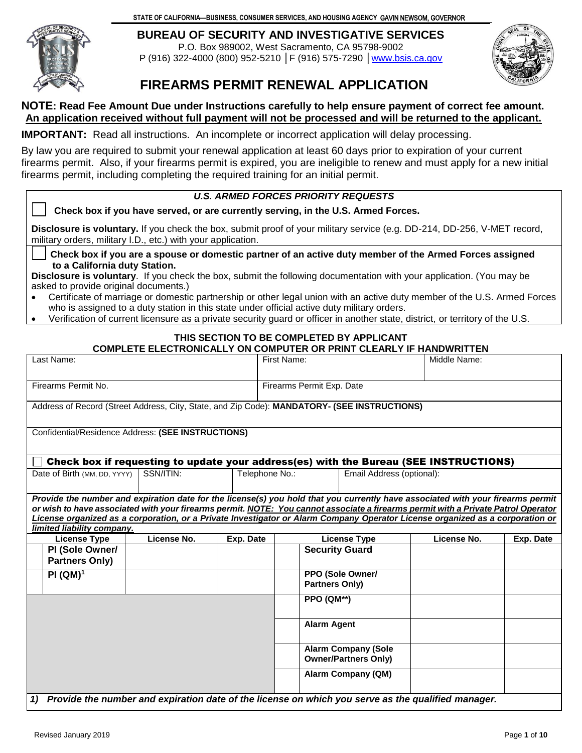STATE OF CALIFORNIA—BUSINESS, CONSUMER SERVICES, AND HOUSING AGENCY GAVIN NEWSOM, GOVERNOR

# BUREAU OF SECURITY AND INVESTIGATIVE SERVICES

P.O. Box 989002, West Sacramento, CA 95798-9002
P (916) 322-4000 (800) 952-5210 │F (916) 575-7290 │www.bsis.ca.gov

# FIREARMS PERMIT RENEWAL APPLICATION

**NOTE: Read Fee Amount Due under Instructions carefully to help ensure payment of correct fee amount.**
**<u>An application received without full payment will not be processed and will be returned to the applicant.</u>**

**IMPORTANT:** Read all instructions. An incomplete or incorrect application will delay processing.

By law you are required to submit your renewal application at least 60 days prior to expiration of your current firearms permit. Also, if your firearms permit is expired, you are ineligible to renew and must apply for a new initial firearms permit, including completing the required training for an initial permit.

### *U.S. ARMED FORCES PRIORITY REQUESTS*

☐ **Check box if you have served, or are currently serving, in the U.S. Armed Forces.**

**Disclosure is voluntary.** If you check the box, submit proof of your military service (e.g. DD-214, DD-256, V-MET record, military orders, military I.D., etc.) with your application.

☐ **Check box if you are a spouse or domestic partner of an active duty member of the Armed Forces assigned to a California duty Station.**

**Disclosure is voluntary**. If you check the box, submit the following documentation with your application. (You may be asked to provide original documents.)

- Certificate of marriage or domestic partnership or other legal union with an active duty member of the U.S. Armed Forces who is assigned to a duty station in this state under official active duty military orders.
- Verification of current licensure as a private security guard or officer in another state, district, or territory of the U.S.

### THIS SECTION TO BE COMPLETED BY APPLICANT
### COMPLETE ELECTRONICALLY ON COMPUTER OR PRINT CLEARLY IF HANDWRITTEN

| Last Name: | First Name: | Middle Name: |
|---|---|---|
| | | |

| Firearms Permit No. | Firearms Permit Exp. Date |
|---|---|
| | |

Address of Record (Street Address, City, State, and Zip Code): **MANDATORY- (SEE INSTRUCTIONS)**

Confidential/Residence Address: **(SEE INSTRUCTIONS)**

☐ **Check box if requesting to update your address(es) with the Bureau (SEE INSTRUCTIONS)**

| Date of Birth (MM, DD, YYYY) | SSN/ITIN: | Telephone No.: | Email Address (optional): |
|---|---|---|---|
| | | | |

***Provide the number and expiration date for the license(s) you hold that you currently have associated with your firearms permit or wish to have associated with your firearms permit. <u>NOTE: You cannot associate a firearms permit with a Private Patrol Operator License organized as a corporation, or a Private Investigator or Alarm Company Operator License organized as a corporation or limited liability company.</u>***

| | License Type | License No. | Exp. Date | | License Type | License No. | Exp. Date |
|---|---|---|---|---|---|---|---|
| ☐ | **PI (Sole Owner/ Partners Only)** | | | ☐ | **Security Guard** | | |
| ☐ | **PI (QM)[1]** | | | ☐ | **PPO (Sole Owner/ Partners Only)** | | |
| | | | | ☐ | **PPO (QM\*\*)** | | |
| | | | | ☐ | **Alarm Agent** | | |
| | | | | ☐ | **Alarm Company (Sole Owner/Partners Only)** | | |
| | | | | ☐ | **Alarm Company (QM)** | | |

*1) **Provide the number and expiration date of the license on which you serve as the qualified manager.***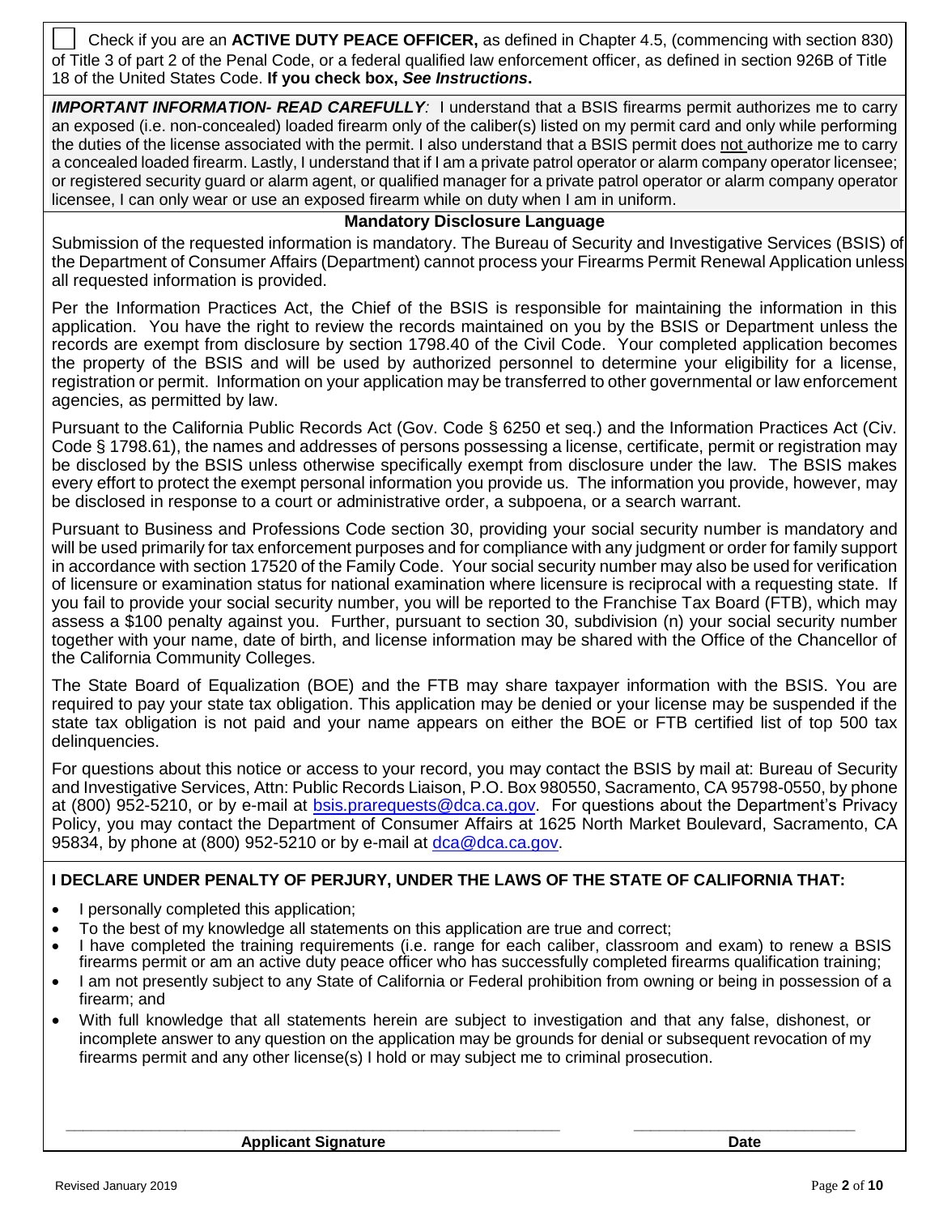☐ Check if you are an **ACTIVE DUTY PEACE OFFICER,** as defined in Chapter 4.5, (commencing with section 830) of Title 3 of part 2 of the Penal Code, or a federal qualified law enforcement officer, as defined in section 926B of Title 18 of the United States Code. **If you check box, *See Instructions*.**

***IMPORTANT INFORMATION- READ CAREFULLY**:* I understand that a BSIS firearms permit authorizes me to carry an exposed (i.e. non-concealed) loaded firearm only of the caliber(s) listed on my permit card and only while performing the duties of the license associated with the permit. I also understand that a BSIS permit does not authorize me to carry a concealed loaded firearm. Lastly, I understand that if I am a private patrol operator or alarm company operator licensee; or registered security guard or alarm agent, or qualified manager for a private patrol operator or alarm company operator licensee, I can only wear or use an exposed firearm while on duty when I am in uniform.

## Mandatory Disclosure Language

Submission of the requested information is mandatory. The Bureau of Security and Investigative Services (BSIS) of the Department of Consumer Affairs (Department) cannot process your Firearms Permit Renewal Application unless all requested information is provided.

Per the Information Practices Act, the Chief of the BSIS is responsible for maintaining the information in this application. You have the right to review the records maintained on you by the BSIS or Department unless the records are exempt from disclosure by section 1798.40 of the Civil Code. Your completed application becomes the property of the BSIS and will be used by authorized personnel to determine your eligibility for a license, registration or permit. Information on your application may be transferred to other governmental or law enforcement agencies, as permitted by law.

Pursuant to the California Public Records Act (Gov. Code § 6250 et seq.) and the Information Practices Act (Civ. Code § 1798.61), the names and addresses of persons possessing a license, certificate, permit or registration may be disclosed by the BSIS unless otherwise specifically exempt from disclosure under the law. The BSIS makes every effort to protect the exempt personal information you provide us. The information you provide, however, may be disclosed in response to a court or administrative order, a subpoena, or a search warrant.

Pursuant to Business and Professions Code section 30, providing your social security number is mandatory and will be used primarily for tax enforcement purposes and for compliance with any judgment or order for family support in accordance with section 17520 of the Family Code. Your social security number may also be used for verification of licensure or examination status for national examination where licensure is reciprocal with a requesting state. If you fail to provide your social security number, you will be reported to the Franchise Tax Board (FTB), which may assess a $100 penalty against you. Further, pursuant to section 30, subdivision (n) your social security number together with your name, date of birth, and license information may be shared with the Office of the Chancellor of the California Community Colleges.

The State Board of Equalization (BOE) and the FTB may share taxpayer information with the BSIS. You are required to pay your state tax obligation. This application may be denied or your license may be suspended if the state tax obligation is not paid and your name appears on either the BOE or FTB certified list of top 500 tax delinquencies.

For questions about this notice or access to your record, you may contact the BSIS by mail at: Bureau of Security and Investigative Services, Attn: Public Records Liaison, P.O. Box 980550, Sacramento, CA 95798-0550, by phone at (800) 952-5210, or by e-mail at bsis.prarequests@dca.ca.gov. For questions about the Department's Privacy Policy, you may contact the Department of Consumer Affairs at 1625 North Market Boulevard, Sacramento, CA 95834, by phone at (800) 952-5210 or by e-mail at dca@dca.ca.gov.

**I DECLARE UNDER PENALTY OF PERJURY, UNDER THE LAWS OF THE STATE OF CALIFORNIA THAT:**

- I personally completed this application;
- To the best of my knowledge all statements on this application are true and correct;
- I have completed the training requirements (i.e. range for each caliber, classroom and exam) to renew a BSIS firearms permit or am an active duty peace officer who has successfully completed firearms qualification training;
- I am not presently subject to any State of California or Federal prohibition from owning or being in possession of a firearm; and
- With full knowledge that all statements herein are subject to investigation and that any false, dishonest, or incomplete answer to any question on the application may be grounds for denial or subsequent revocation of my firearms permit and any other license(s) I hold or may subject me to criminal prosecution.

\_\_\_\_\_\_\_\_\_\_\_\_\_\_\_\_\_\_\_\_\_\_\_\_\_\_\_\_\_\_\_\_\_\_\_\_\_\_\_\_ \_\_\_\_\_\_\_\_\_\_\_\_\_\_\_\_\_\_\_\_\_\_\_\_

**Applicant Signature** **Date**

Revised January 2019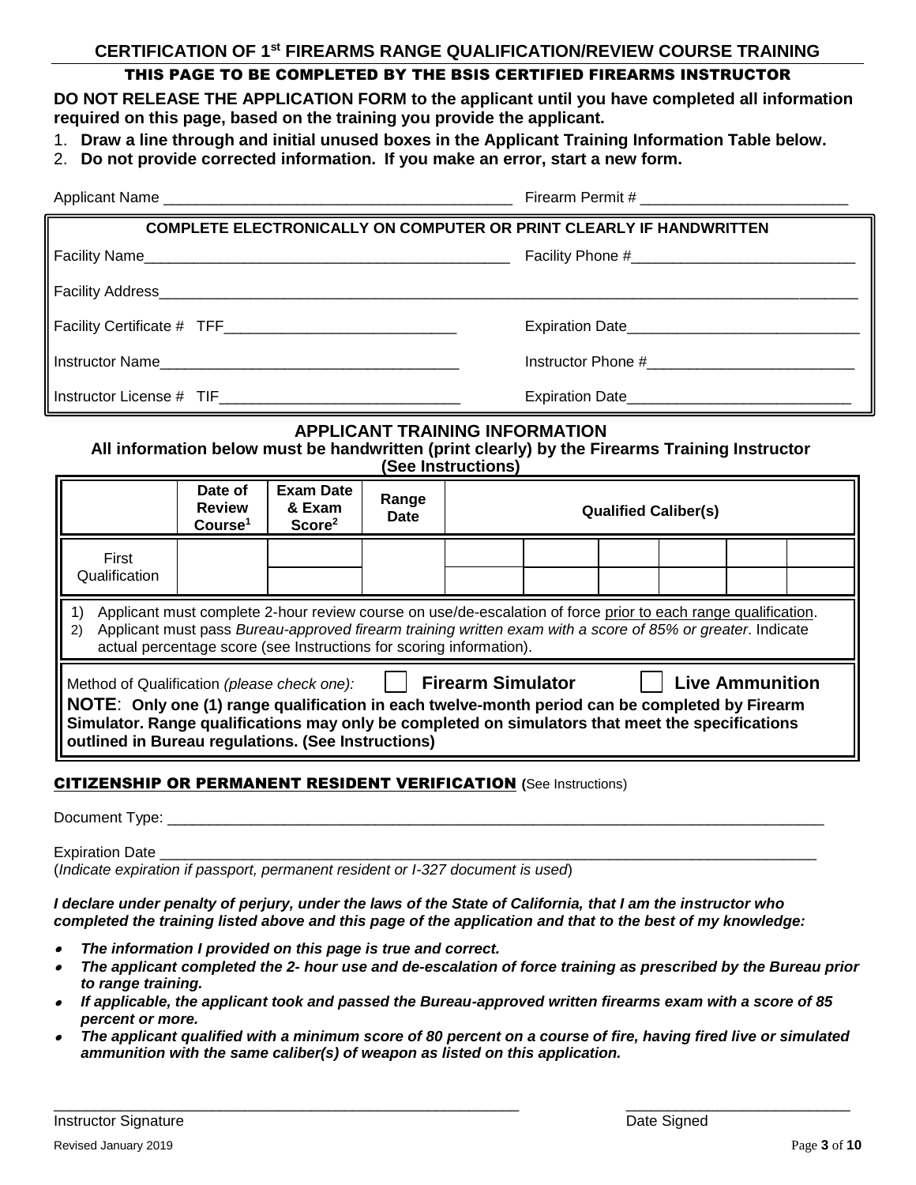## CERTIFICATION OF 1st FIREARMS RANGE QUALIFICATION/REVIEW COURSE TRAINING

**THIS PAGE TO BE COMPLETED BY THE BSIS CERTIFIED FIREARMS INSTRUCTOR**

**DO NOT RELEASE THE APPLICATION FORM to the applicant until you have completed all information required on this page, based on the training you provide the applicant.**

1. **Draw a line through and initial unused boxes in the Applicant Training Information Table below.**
2. **Do not provide corrected information. If you make an error, start a new form.**

Applicant Name ________________________________________ Firearm Permit # ________________________

**COMPLETE ELECTRONICALLY ON COMPUTER OR PRINT CLEARLY IF HANDWRITTEN**

Facility Name__________________________________________ Facility Phone #__________________________

Facility Address______________________________________________________________________________

Facility Certificate # TFF___________________________ Expiration Date____________________________

Instructor Name____________________________________ Instructor Phone #________________________

Instructor License # TIF____________________________ Expiration Date___________________________

### APPLICANT TRAINING INFORMATION

**All information below must be handwritten (print clearly) by the Firearms Training Instructor (See Instructions)**

| | Date of Review Course[1] | Exam Date & Exam Score[2] | Range Date | Qualified Caliber(s) | | | | | |
|---|---|---|---|---|---|---|---|---|---|
| First Qualification | | | | | | | | | |
| | | | | | | | | | |

1) Applicant must complete 2-hour review course on use/de-escalation of force prior to each range qualification.
2) Applicant must pass *Bureau-approved firearm training written exam with a score of 85% or greater*. Indicate actual percentage score (see Instructions for scoring information).

Method of Qualification *(please check one):* ☐ **Firearm Simulator** ☐ **Live Ammunition**

**NOTE**: **Only one (1) range qualification in each twelve-month period can be completed by Firearm Simulator. Range qualifications may only be completed on simulators that meet the specifications outlined in Bureau regulations. (See Instructions)**

### CITIZENSHIP OR PERMANENT RESIDENT VERIFICATION (See Instructions)

Document Type: _______________________________________________________________________________

Expiration Date ______________________________________________________________________________
(*Indicate expiration if passport, permanent resident or I-327 document is used*)

***I declare under penalty of perjury, under the laws of the State of California, that I am the instructor who completed the training listed above and this page of the application and that to the best of my knowledge:***

- ***The information I provided on this page is true and correct.***
- ***The applicant completed the 2- hour use and de-escalation of force training as prescribed by the Bureau prior to range training.***
- ***If applicable, the applicant took and passed the Bureau-approved written firearms exam with a score of 85 percent or more.***
- ***The applicant qualified with a minimum score of 80 percent on a course of fire, having fired live or simulated ammunition with the same caliber(s) of weapon as listed on this application.***

_______________________________________________ ______________________

Instructor Signature Date Signed

Revised January 2019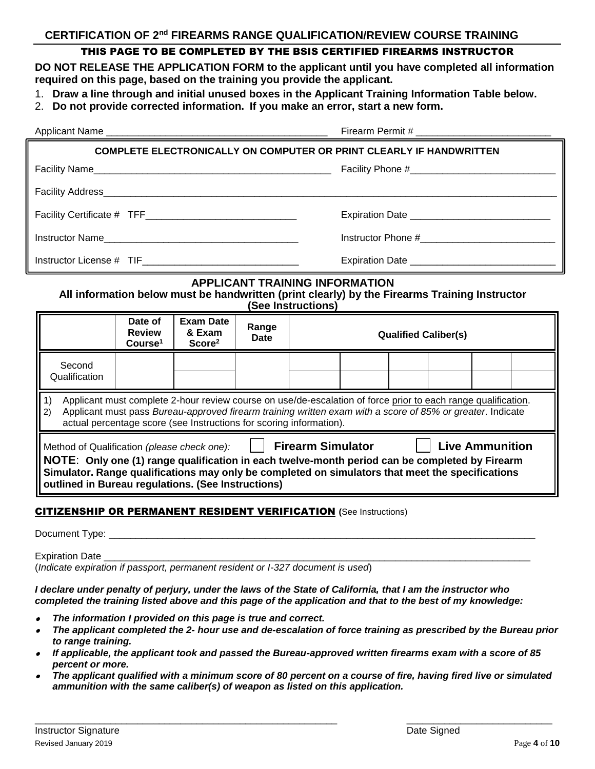## CERTIFICATION OF 2nd FIREARMS RANGE QUALIFICATION/REVIEW COURSE TRAINING

**THIS PAGE TO BE COMPLETED BY THE BSIS CERTIFIED FIREARMS INSTRUCTOR**

**DO NOT RELEASE THE APPLICATION FORM to the applicant until you have completed all information required on this page, based on the training you provide the applicant.**

1. **Draw a line through and initial unused boxes in the Applicant Training Information Table below.**
2. **Do not provide corrected information. If you make an error, start a new form.**

Applicant Name ________________________________________ Firearm Permit # ________________________

**COMPLETE ELECTRONICALLY ON COMPUTER OR PRINT CLEARLY IF HANDWRITTEN**

Facility Name____________________________________________ Facility Phone #___________________________

Facility Address__________________________________________________________________________________

Facility Certificate # TFF____________________________ Expiration Date __________________________

Instructor Name____________________________________ Instructor Phone #_________________________

Instructor License # TIF_____________________________ Expiration Date ___________________________

### APPLICANT TRAINING INFORMATION

**All information below must be handwritten (print clearly) by the Firearms Training Instructor (See Instructions)**

| | Date of Review Course[1] | Exam Date & Exam Score[2] | Range Date | Qualified Caliber(s) | | | | | |
|---|---|---|---|---|---|---|---|---|---|
| Second Qualification | | | | | | | | | |
| | | | | | | | | | |

1) Applicant must complete 2-hour review course on use/de-escalation of force prior to each range qualification.
2) Applicant must pass *Bureau-approved firearm training written exam with a score of 85% or greater*. Indicate actual percentage score (see Instructions for scoring information).

Method of Qualification *(please check one):* ☐ **Firearm Simulator** ☐ **Live Ammunition**

**NOTE: Only one (1) range qualification in each twelve-month period can be completed by Firearm Simulator. Range qualifications may only be completed on simulators that meet the specifications outlined in Bureau regulations. (See Instructions)**

**CITIZENSHIP OR PERMANENT RESIDENT VERIFICATION** (See Instructions)

Document Type: ________________________________________________________________________________

Expiration Date ________________________________________________________________________________

(*Indicate expiration if passport, permanent resident or I-327 document is used*)

***I declare under penalty of perjury, under the laws of the State of California, that I am the instructor who completed the training listed above and this page of the application and that to the best of my knowledge:***

- ***The information I provided on this page is true and correct.***
- ***The applicant completed the 2- hour use and de-escalation of force training as prescribed by the Bureau prior to range training.***
- ***If applicable, the applicant took and passed the Bureau-approved written firearms exam with a score of 85 percent or more.***
- ***The applicant qualified with a minimum score of 80 percent on a course of fire, having fired live or simulated ammunition with the same caliber(s) of weapon as listed on this application.***

_______________________________________________________ ___________________________

Instructor Signature Date Signed

Revised January 2019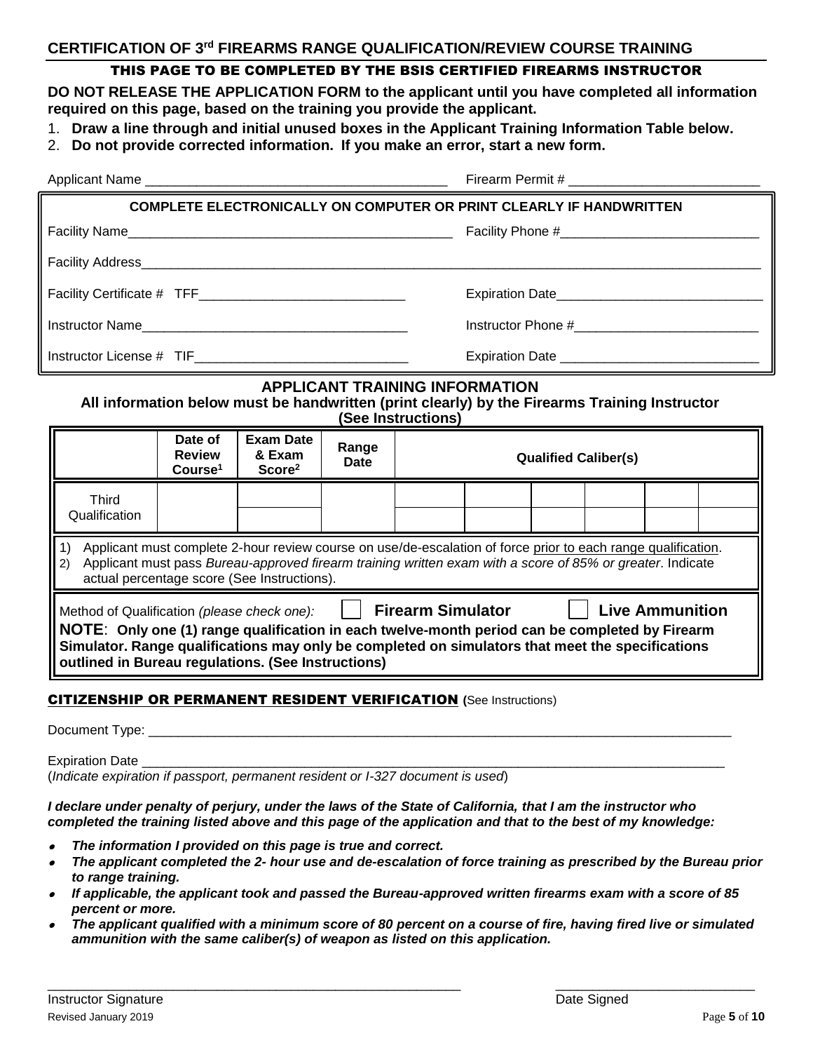## CERTIFICATION OF 3rd FIREARMS RANGE QUALIFICATION/REVIEW COURSE TRAINING

**THIS PAGE TO BE COMPLETED BY THE BSIS CERTIFIED FIREARMS INSTRUCTOR**

**DO NOT RELEASE THE APPLICATION FORM to the applicant until you have completed all information required on this page, based on the training you provide the applicant.**

1. **Draw a line through and initial unused boxes in the Applicant Training Information Table below.**
2. **Do not provide corrected information. If you make an error, start a new form.**

Applicant Name ________________________________________ Firearm Permit # ________________________

**COMPLETE ELECTRONICALLY ON COMPUTER OR PRINT CLEARLY IF HANDWRITTEN**

Facility Name____________________________________________ Facility Phone #__________________________

Facility Address____________________________________________________________________________________

Facility Certificate # TFF___________________________ Expiration Date___________________________

Instructor Name___________________________________ Instructor Phone #________________________

Instructor License # TIF____________________________ Expiration Date __________________________

### APPLICANT TRAINING INFORMATION

**All information below must be handwritten (print clearly) by the Firearms Training Instructor (See Instructions)**

| | Date of Review Course[1] | Exam Date & Exam Score[2] | Range Date | Qualified Caliber(s) | | | | | |
|---|---|---|---|---|---|---|---|---|---|
| Third Qualification | | | | | | | | | |
| | | | | | | | | | |

1) Applicant must complete 2-hour review course on use/de-escalation of force prior to each range qualification.
2) Applicant must pass *Bureau-approved firearm training written exam with a score of 85% or greater*. Indicate actual percentage score (See Instructions).

Method of Qualification *(please check one)*: ☐ **Firearm Simulator** ☐ **Live Ammunition**

**NOTE**: **Only one (1) range qualification in each twelve-month period can be completed by Firearm Simulator. Range qualifications may only be completed on simulators that meet the specifications outlined in Bureau regulations. (See Instructions)**

### CITIZENSHIP OR PERMANENT RESIDENT VERIFICATION (See Instructions)

Document Type: ________________________________________________________________________________

Expiration Date _______________________________________________________________________________
(*Indicate expiration if passport, permanent resident or I-327 document is used*)

***I declare under penalty of perjury, under the laws of the State of California, that I am the instructor who completed the training listed above and this page of the application and that to the best of my knowledge:***

- ***The information I provided on this page is true and correct.***
- ***The applicant completed the 2- hour use and de-escalation of force training as prescribed by the Bureau prior to range training.***
- ***If applicable, the applicant took and passed the Bureau-approved written firearms exam with a score of 85 percent or more.***
- ***The applicant qualified with a minimum score of 80 percent on a course of fire, having fired live or simulated ammunition with the same caliber(s) of weapon as listed on this application.***

_______________________________________________ ___________________________
Instructor Signature Date Signed

Revised January 2019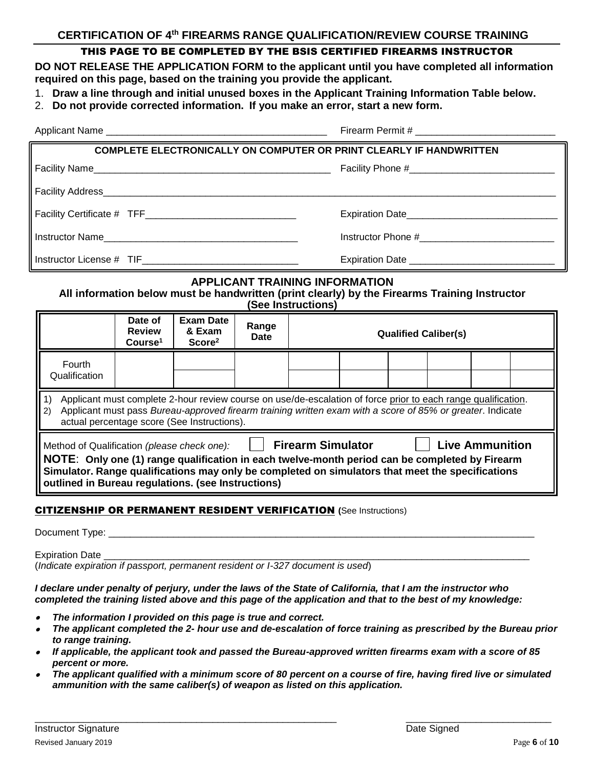## CERTIFICATION OF 4th FIREARMS RANGE QUALIFICATION/REVIEW COURSE TRAINING

**THIS PAGE TO BE COMPLETED BY THE BSIS CERTIFIED FIREARMS INSTRUCTOR**

**DO NOT RELEASE THE APPLICATION FORM to the applicant until you have completed all information required on this page, based on the training you provide the applicant.**

1. **Draw a line through and initial unused boxes in the Applicant Training Information Table below.**
2. **Do not provide corrected information. If you make an error, start a new form.**

Applicant Name ________________________________________ Firearm Permit # _________________________

**COMPLETE ELECTRONICALLY ON COMPUTER OR PRINT CLEARLY IF HANDWRITTEN**

Facility Name_____________________________________________ Facility Phone #___________________________

Facility Address_______________________________________________________________________________

Facility Certificate # TFF____________________________ Expiration Date____________________________

Instructor Name____________________________________ Instructor Phone #_________________________

Instructor License # TIF____________________________ Expiration Date ___________________________

### APPLICANT TRAINING INFORMATION

**All information below must be handwritten (print clearly) by the Firearms Training Instructor (See Instructions)**

| | Date of Review Course[1] | Exam Date & Exam Score[2] | Range Date | Qualified Caliber(s) | | | | | |
|---|---|---|---|---|---|---|---|---|---|
| Fourth Qualification | | | | | | | | | |
| | | | | | | | | | |

1) Applicant must complete 2-hour review course on use/de-escalation of force prior to each range qualification.
2) Applicant must pass *Bureau-approved firearm training written exam with a score of 85% or greater*. Indicate actual percentage score (See Instructions).

Method of Qualification *(please check one):* ☐ **Firearm Simulator** ☐ **Live Ammunition**

**NOTE**: **Only one (1) range qualification in each twelve-month period can be completed by Firearm Simulator. Range qualifications may only be completed on simulators that meet the specifications outlined in Bureau regulations. (see Instructions)**

**CITIZENSHIP OR PERMANENT RESIDENT VERIFICATION** (See Instructions)

Document Type: ___________________________________________________________________________

Expiration Date ___________________________________________________________________________
(*Indicate expiration if passport, permanent resident or I-327 document is used*)

***I declare under penalty of perjury, under the laws of the State of California, that I am the instructor who completed the training listed above and this page of the application and that to the best of my knowledge:***

- ***The information I provided on this page is true and correct.***
- ***The applicant completed the 2- hour use and de-escalation of force training as prescribed by the Bureau prior to range training.***
- ***If applicable, the applicant took and passed the Bureau-approved written firearms exam with a score of 85 percent or more.***
- ***The applicant qualified with a minimum score of 80 percent on a course of fire, having fired live or simulated ammunition with the same caliber(s) of weapon as listed on this application.***

_______________________________________________________ ___________________________
Instructor Signature Date Signed

Revised January 2019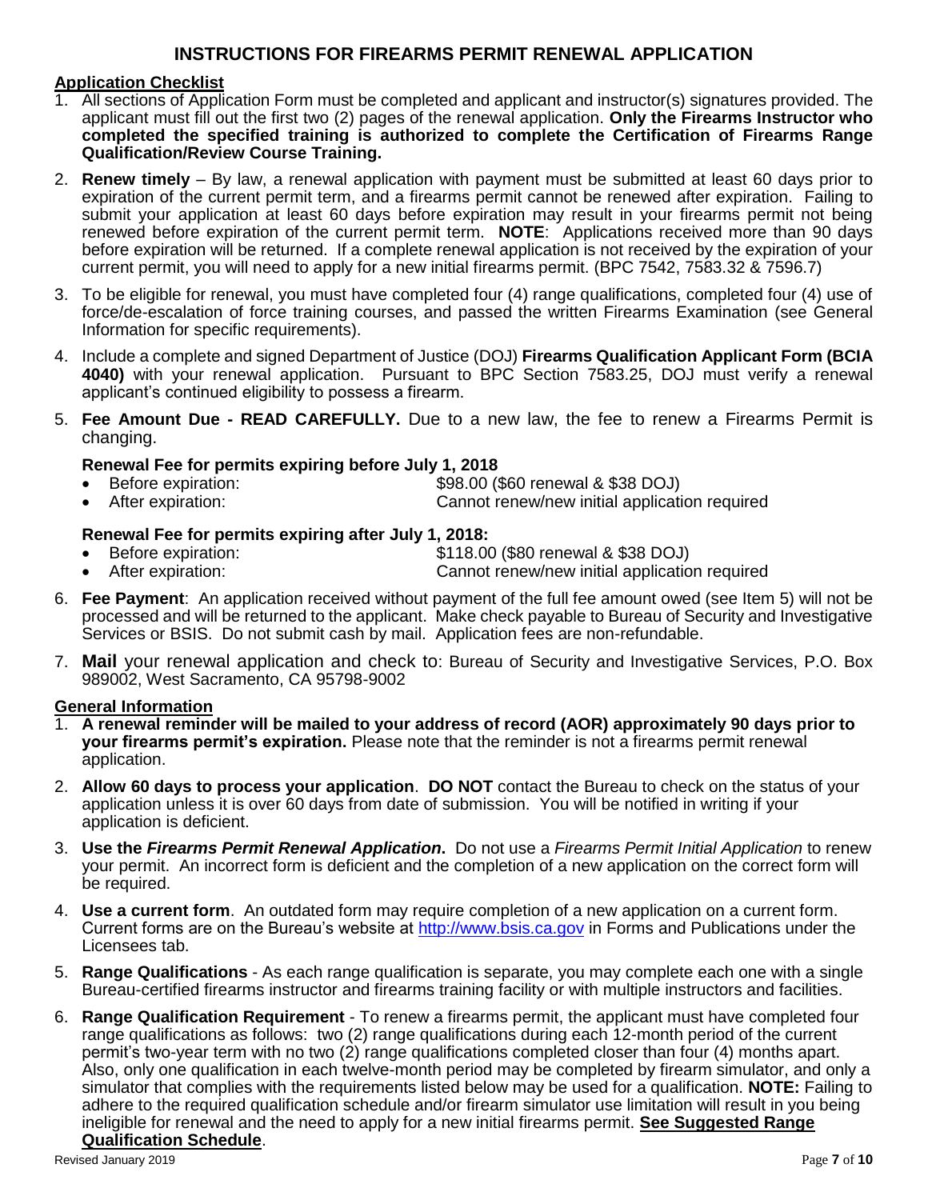# INSTRUCTIONS FOR FIREARMS PERMIT RENEWAL APPLICATION

**Application Checklist**

1. All sections of Application Form must be completed and applicant and instructor(s) signatures provided. The applicant must fill out the first two (2) pages of the renewal application. **Only the Firearms Instructor who completed the specified training is authorized to complete the Certification of Firearms Range Qualification/Review Course Training.**
2. **Renew timely** – By law, a renewal application with payment must be submitted at least 60 days prior to expiration of the current permit term, and a firearms permit cannot be renewed after expiration. Failing to submit your application at least 60 days before expiration may result in your firearms permit not being renewed before expiration of the current permit term. **NOTE**: Applications received more than 90 days before expiration will be returned. If a complete renewal application is not received by the expiration of your current permit, you will need to apply for a new initial firearms permit. (BPC 7542, 7583.32 & 7596.7)
3. To be eligible for renewal, you must have completed four (4) range qualifications, completed four (4) use of force/de-escalation of force training courses, and passed the written Firearms Examination (see General Information for specific requirements).
4. Include a complete and signed Department of Justice (DOJ) **Firearms Qualification Applicant Form (BCIA 4040)** with your renewal application. Pursuant to BPC Section 7583.25, DOJ must verify a renewal applicant's continued eligibility to possess a firearm.
5. **Fee Amount Due - READ CAREFULLY.** Due to a new law, the fee to renew a Firearms Permit is changing.

   **Renewal Fee for permits expiring before July 1, 2018**
   - Before expiration: $98.00 ($60 renewal & $38 DOJ)
   - After expiration: Cannot renew/new initial application required

   **Renewal Fee for permits expiring after July 1, 2018:**
   - Before expiration: $118.00 ($80 renewal & $38 DOJ)
   - After expiration: Cannot renew/new initial application required
6. **Fee Payment**: An application received without payment of the full fee amount owed (see Item 5) will not be processed and will be returned to the applicant. Make check payable to Bureau of Security and Investigative Services or BSIS. Do not submit cash by mail. Application fees are non-refundable.
7. **Mail** your renewal application and check to: Bureau of Security and Investigative Services, P.O. Box 989002, West Sacramento, CA 95798-9002

**General Information**

1. **A renewal reminder will be mailed to your address of record (AOR) approximately 90 days prior to your firearms permit's expiration.** Please note that the reminder is not a firearms permit renewal application.
2. **Allow 60 days to process your application**. **DO NOT** contact the Bureau to check on the status of your application unless it is over 60 days from date of submission. You will be notified in writing if your application is deficient.
3. **Use the *Firearms Permit Renewal Application*.** Do not use a *Firearms Permit Initial Application* to renew your permit. An incorrect form is deficient and the completion of a new application on the correct form will be required.
4. **Use a current form**. An outdated form may require completion of a new application on a current form. Current forms are on the Bureau's website at http://www.bsis.ca.gov in Forms and Publications under the Licensees tab.
5. **Range Qualifications** - As each range qualification is separate, you may complete each one with a single Bureau-certified firearms instructor and firearms training facility or with multiple instructors and facilities.
6. **Range Qualification Requirement** - To renew a firearms permit, the applicant must have completed four range qualifications as follows: two (2) range qualifications during each 12-month period of the current permit's two-year term with no two (2) range qualifications completed closer than four (4) months apart. Also, only one qualification in each twelve-month period may be completed by firearm simulator, and only a simulator that complies with the requirements listed below may be used for a qualification. **NOTE:** Failing to adhere to the required qualification schedule and/or firearm simulator use limitation will result in you being ineligible for renewal and the need to apply for a new initial firearms permit. **See Suggested Range Qualification Schedule**.

Revised January 2019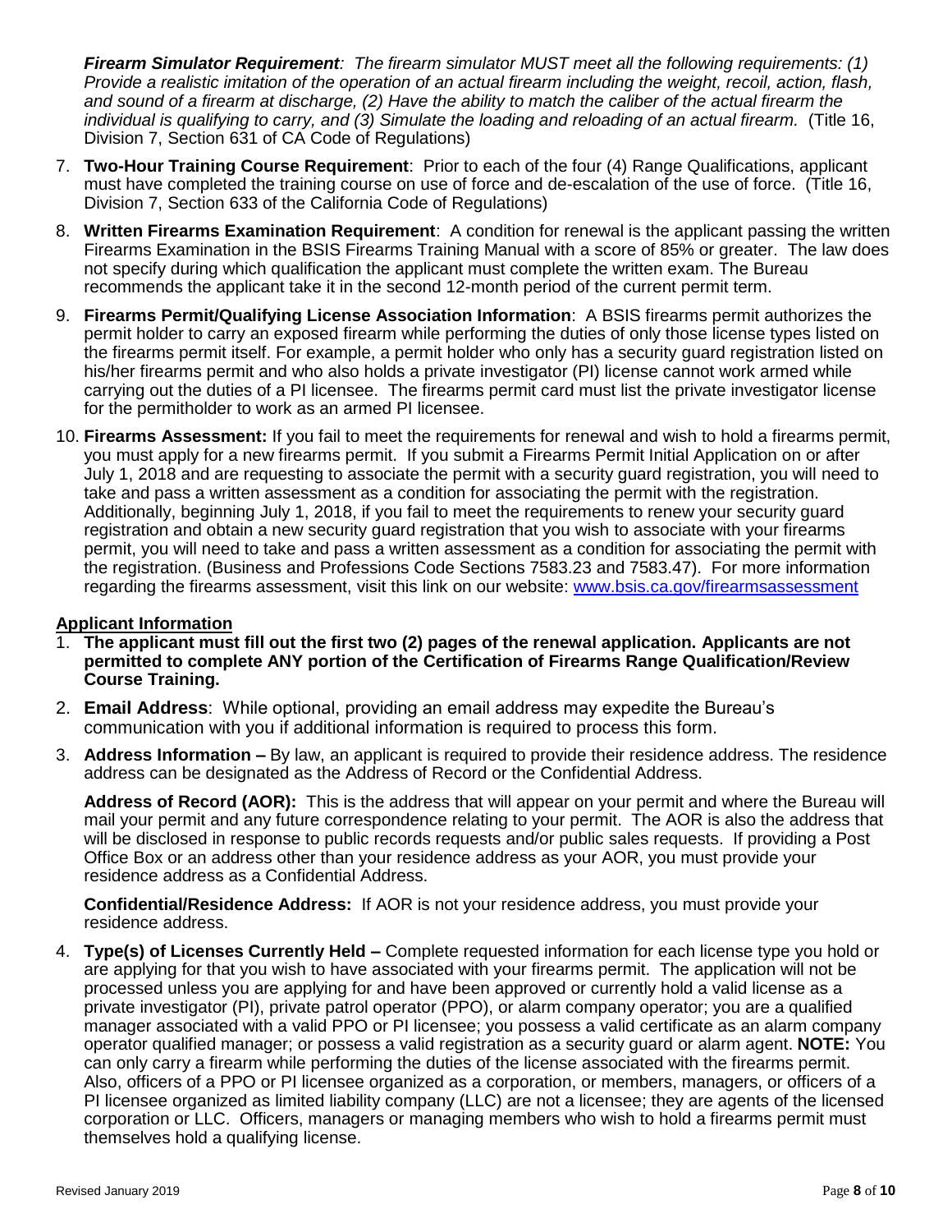***Firearm Simulator Requirement**: The firearm simulator MUST meet all the following requirements: (1) Provide a realistic imitation of the operation of an actual firearm including the weight, recoil, action, flash, and sound of a firearm at discharge, (2) Have the ability to match the caliber of the actual firearm the individual is qualifying to carry, and (3) Simulate the loading and reloading of an actual firearm.* (Title 16, Division 7, Section 631 of CA Code of Regulations)

7. **Two-Hour Training Course Requirement**: Prior to each of the four (4) Range Qualifications, applicant must have completed the training course on use of force and de-escalation of the use of force. (Title 16, Division 7, Section 633 of the California Code of Regulations)
8. **Written Firearms Examination Requirement**: A condition for renewal is the applicant passing the written Firearms Examination in the BSIS Firearms Training Manual with a score of 85% or greater. The law does not specify during which qualification the applicant must complete the written exam. The Bureau recommends the applicant take it in the second 12-month period of the current permit term.
9. **Firearms Permit/Qualifying License Association Information**: A BSIS firearms permit authorizes the permit holder to carry an exposed firearm while performing the duties of only those license types listed on the firearms permit itself. For example, a permit holder who only has a security guard registration listed on his/her firearms permit and who also holds a private investigator (PI) license cannot work armed while carrying out the duties of a PI licensee. The firearms permit card must list the private investigator license for the permitholder to work as an armed PI licensee.
10. **Firearms Assessment:** If you fail to meet the requirements for renewal and wish to hold a firearms permit, you must apply for a new firearms permit. If you submit a Firearms Permit Initial Application on or after July 1, 2018 and are requesting to associate the permit with a security guard registration, you will need to take and pass a written assessment as a condition for associating the permit with the registration. Additionally, beginning July 1, 2018, if you fail to meet the requirements to renew your security guard registration and obtain a new security guard registration that you wish to associate with your firearms permit, you will need to take and pass a written assessment as a condition for associating the permit with the registration. (Business and Professions Code Sections 7583.23 and 7583.47). For more information regarding the firearms assessment, visit this link on our website: www.bsis.ca.gov/firearmsassessment

## Applicant Information

1. **The applicant must fill out the first two (2) pages of the renewal application. Applicants are not permitted to complete ANY portion of the Certification of Firearms Range Qualification/Review Course Training.**
2. **Email Address**: While optional, providing an email address may expedite the Bureau's communication with you if additional information is required to process this form.
3. **Address Information –** By law, an applicant is required to provide their residence address. The residence address can be designated as the Address of Record or the Confidential Address.

   **Address of Record (AOR):** This is the address that will appear on your permit and where the Bureau will mail your permit and any future correspondence relating to your permit. The AOR is also the address that will be disclosed in response to public records requests and/or public sales requests. If providing a Post Office Box or an address other than your residence address as your AOR, you must provide your residence address as a Confidential Address.

   **Confidential/Residence Address:** If AOR is not your residence address, you must provide your residence address.
4. **Type(s) of Licenses Currently Held –** Complete requested information for each license type you hold or are applying for that you wish to have associated with your firearms permit. The application will not be processed unless you are applying for and have been approved or currently hold a valid license as a private investigator (PI), private patrol operator (PPO), or alarm company operator; you are a qualified manager associated with a valid PPO or PI licensee; you possess a valid certificate as an alarm company operator qualified manager; or possess a valid registration as a security guard or alarm agent. **NOTE:** You can only carry a firearm while performing the duties of the license associated with the firearms permit. Also, officers of a PPO or PI licensee organized as a corporation, or members, managers, or officers of a PI licensee organized as limited liability company (LLC) are not a licensee; they are agents of the licensed corporation or LLC. Officers, managers or managing members who wish to hold a firearms permit must themselves hold a qualifying license.

Revised January 2019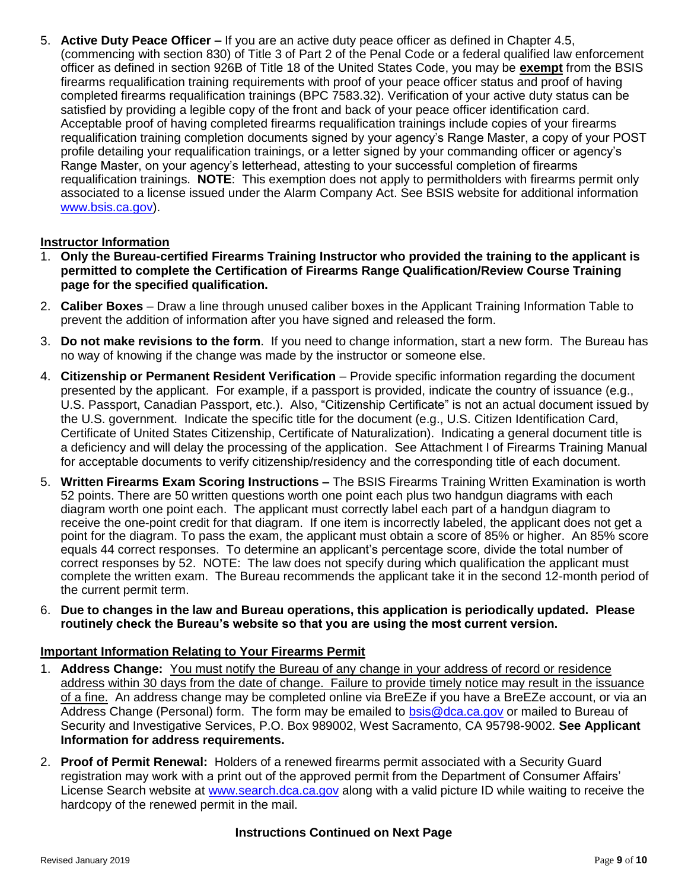5. **Active Duty Peace Officer –** If you are an active duty peace officer as defined in Chapter 4.5, (commencing with section 830) of Title 3 of Part 2 of the Penal Code or a federal qualified law enforcement officer as defined in section 926B of Title 18 of the United States Code, you may be **exempt** from the BSIS firearms requalification training requirements with proof of your peace officer status and proof of having completed firearms requalification trainings (BPC 7583.32). Verification of your active duty status can be satisfied by providing a legible copy of the front and back of your peace officer identification card. Acceptable proof of having completed firearms requalification trainings include copies of your firearms requalification training completion documents signed by your agency's Range Master, a copy of your POST profile detailing your requalification trainings, or a letter signed by your commanding officer or agency's Range Master, on your agency's letterhead, attesting to your successful completion of firearms requalification trainings. **NOTE**: This exemption does not apply to permitholders with firearms permit only associated to a license issued under the Alarm Company Act. See BSIS website for additional information www.bsis.ca.gov).

**Instructor Information**

1. **Only the Bureau-certified Firearms Training Instructor who provided the training to the applicant is permitted to complete the Certification of Firearms Range Qualification/Review Course Training page for the specified qualification.**
2. **Caliber Boxes** – Draw a line through unused caliber boxes in the Applicant Training Information Table to prevent the addition of information after you have signed and released the form.
3. **Do not make revisions to the form**. If you need to change information, start a new form. The Bureau has no way of knowing if the change was made by the instructor or someone else.
4. **Citizenship or Permanent Resident Verification** – Provide specific information regarding the document presented by the applicant. For example, if a passport is provided, indicate the country of issuance (e.g., U.S. Passport, Canadian Passport, etc.). Also, "Citizenship Certificate" is not an actual document issued by the U.S. government. Indicate the specific title for the document (e.g., U.S. Citizen Identification Card, Certificate of United States Citizenship, Certificate of Naturalization). Indicating a general document title is a deficiency and will delay the processing of the application. See Attachment I of Firearms Training Manual for acceptable documents to verify citizenship/residency and the corresponding title of each document.
5. **Written Firearms Exam Scoring Instructions –** The BSIS Firearms Training Written Examination is worth 52 points. There are 50 written questions worth one point each plus two handgun diagrams with each diagram worth one point each. The applicant must correctly label each part of a handgun diagram to receive the one-point credit for that diagram. If one item is incorrectly labeled, the applicant does not get a point for the diagram. To pass the exam, the applicant must obtain a score of 85% or higher. An 85% score equals 44 correct responses. To determine an applicant's percentage score, divide the total number of correct responses by 52. NOTE: The law does not specify during which qualification the applicant must complete the written exam. The Bureau recommends the applicant take it in the second 12-month period of the current permit term.
6. **Due to changes in the law and Bureau operations, this application is periodically updated. Please routinely check the Bureau's website so that you are using the most current version.**

**Important Information Relating to Your Firearms Permit**

1. **Address Change:** You must notify the Bureau of any change in your address of record or residence address within 30 days from the date of change. Failure to provide timely notice may result in the issuance of a fine. An address change may be completed online via BreEZe if you have a BreEZe account, or via an Address Change (Personal) form. The form may be emailed to bsis@dca.ca.gov or mailed to Bureau of Security and Investigative Services, P.O. Box 989002, West Sacramento, CA 95798-9002. **See Applicant Information for address requirements.**
2. **Proof of Permit Renewal:** Holders of a renewed firearms permit associated with a Security Guard registration may work with a print out of the approved permit from the Department of Consumer Affairs' License Search website at www.search.dca.ca.gov along with a valid picture ID while waiting to receive the hardcopy of the renewed permit in the mail.

**Instructions Continued on Next Page**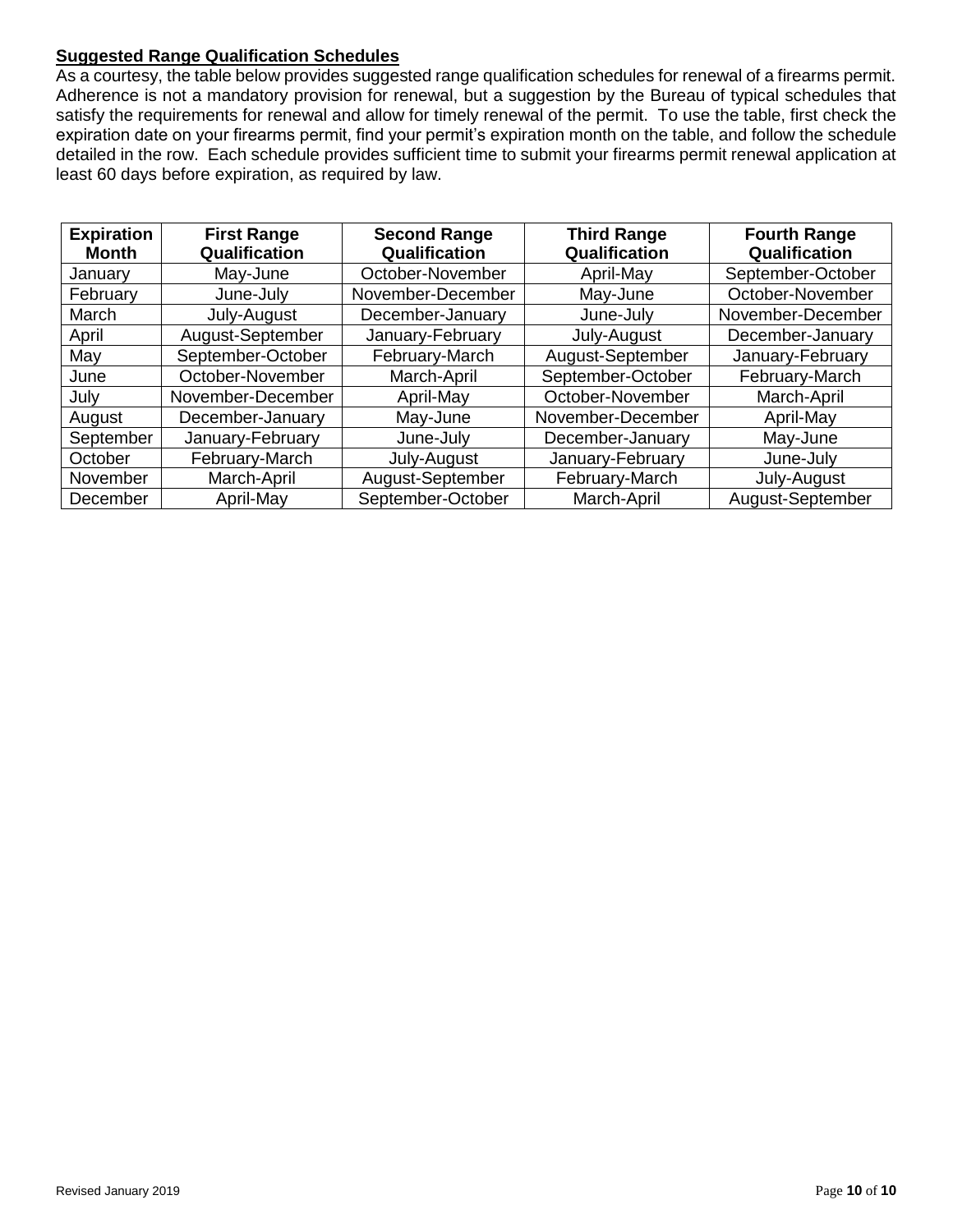## Suggested Range Qualification Schedules

As a courtesy, the table below provides suggested range qualification schedules for renewal of a firearms permit. Adherence is not a mandatory provision for renewal, but a suggestion by the Bureau of typical schedules that satisfy the requirements for renewal and allow for timely renewal of the permit. To use the table, first check the expiration date on your firearms permit, find your permit's expiration month on the table, and follow the schedule detailed in the row. Each schedule provides sufficient time to submit your firearms permit renewal application at least 60 days before expiration, as required by law.

| Expiration Month | First Range Qualification | Second Range Qualification | Third Range Qualification | Fourth Range Qualification |
|---|---|---|---|---|
| January | May-June | October-November | April-May | September-October |
| February | June-July | November-December | May-June | October-November |
| March | July-August | December-January | June-July | November-December |
| April | August-September | January-February | July-August | December-January |
| May | September-October | February-March | August-September | January-February |
| June | October-November | March-April | September-October | February-March |
| July | November-December | April-May | October-November | March-April |
| August | December-January | May-June | November-December | April-May |
| September | January-February | June-July | December-January | May-June |
| October | February-March | July-August | January-February | June-July |
| November | March-April | August-September | February-March | July-August |
| December | April-May | September-October | March-April | August-September |

Revised January 2019